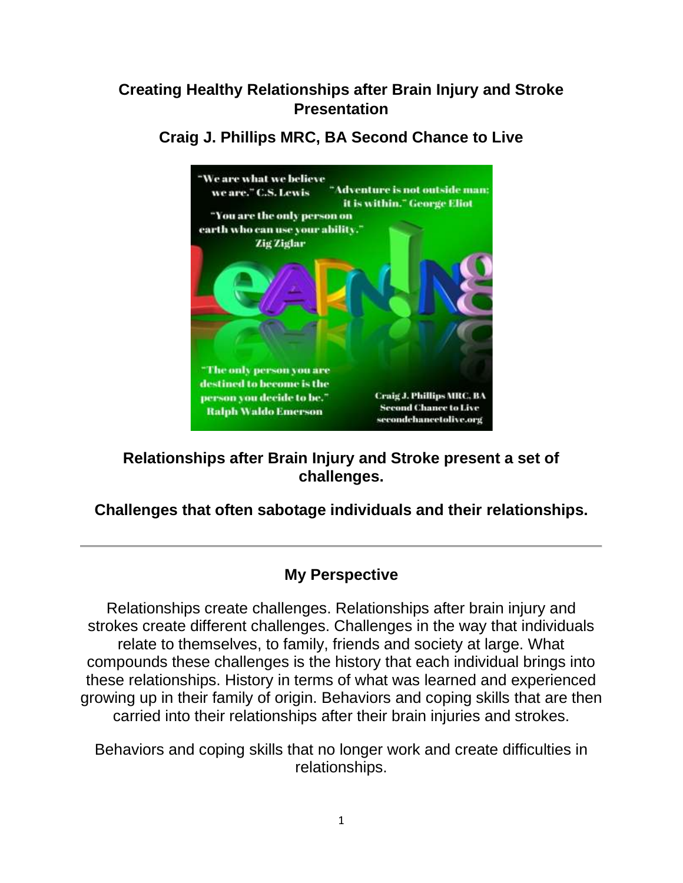# Creating Healthy Relationships after Brain Injury and Stroke Presentation

## Craig J. Phillips MRC, BA Second Chance to Live

**Relationships after Brain Injury and Stroke present a set of challenges.**

**Challenges that often sabotage individuals and their relationships.**

---

## My Perspective

Relationships create challenges. Relationships after brain injury and strokes create different challenges. Challenges in the way that individuals relate to themselves, to family, friends and society at large. What compounds these challenges is the history that each individual brings into these relationships. History in terms of what was learned and experienced growing up in their family of origin. Behaviors and coping skills that are then carried into their relationships after their brain injuries and strokes.

Behaviors and coping skills that no longer work and create difficulties in relationships.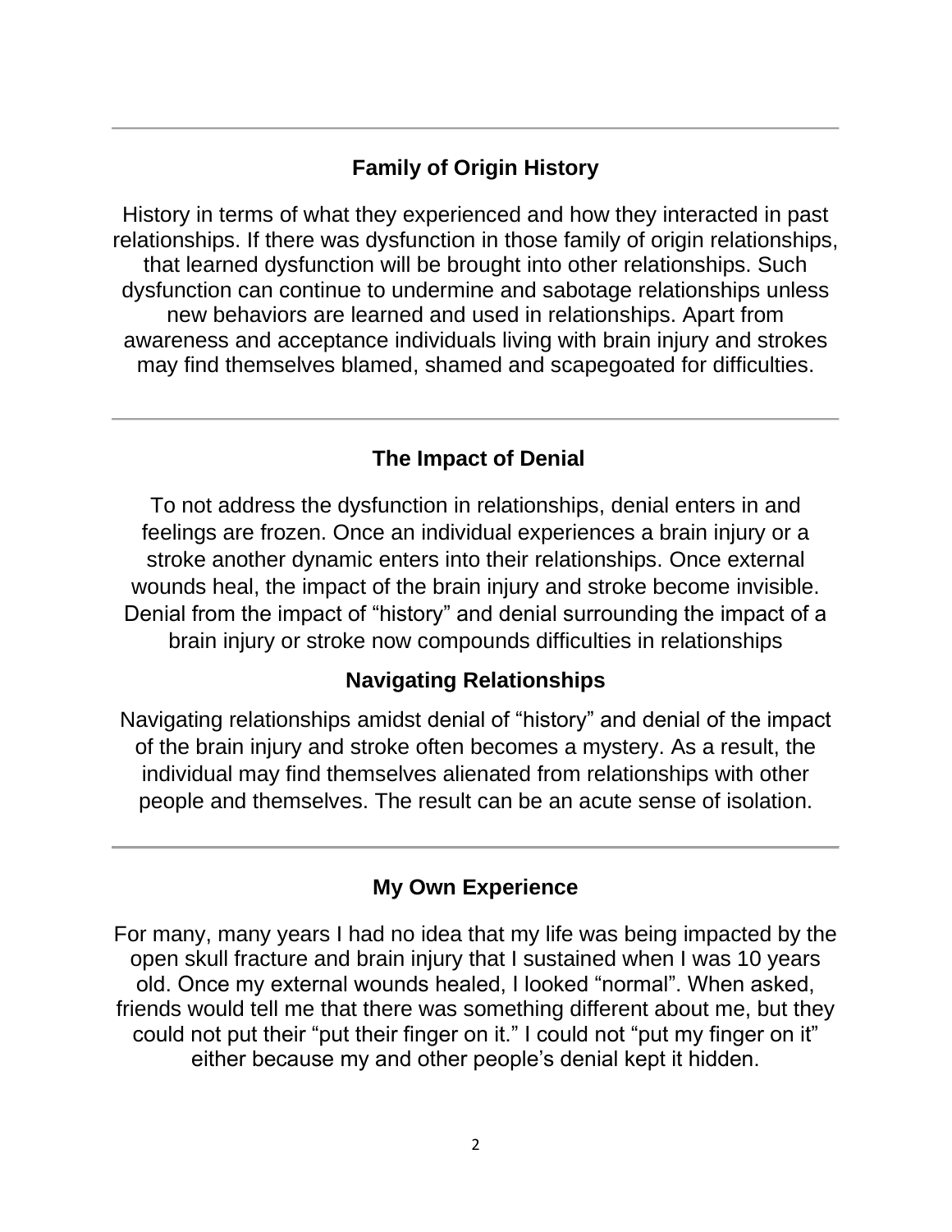## Family of Origin History

History in terms of what they experienced and how they interacted in past relationships. If there was dysfunction in those family of origin relationships, that learned dysfunction will be brought into other relationships. Such dysfunction can continue to undermine and sabotage relationships unless new behaviors are learned and used in relationships. Apart from awareness and acceptance individuals living with brain injury and strokes may find themselves blamed, shamed and scapegoated for difficulties.

---

## The Impact of Denial

To not address the dysfunction in relationships, denial enters in and feelings are frozen. Once an individual experiences a brain injury or a stroke another dynamic enters into their relationships. Once external wounds heal, the impact of the brain injury and stroke become invisible. Denial from the impact of "history" and denial surrounding the impact of a brain injury or stroke now compounds difficulties in relationships

## Navigating Relationships

Navigating relationships amidst denial of "history" and denial of the impact of the brain injury and stroke often becomes a mystery. As a result, the individual may find themselves alienated from relationships with other people and themselves. The result can be an acute sense of isolation.

---

## My Own Experience

For many, many years I had no idea that my life was being impacted by the open skull fracture and brain injury that I sustained when I was 10 years old. Once my external wounds healed, I looked "normal". When asked, friends would tell me that there was something different about me, but they could not put their "put their finger on it." I could not "put my finger on it" either because my and other people's denial kept it hidden.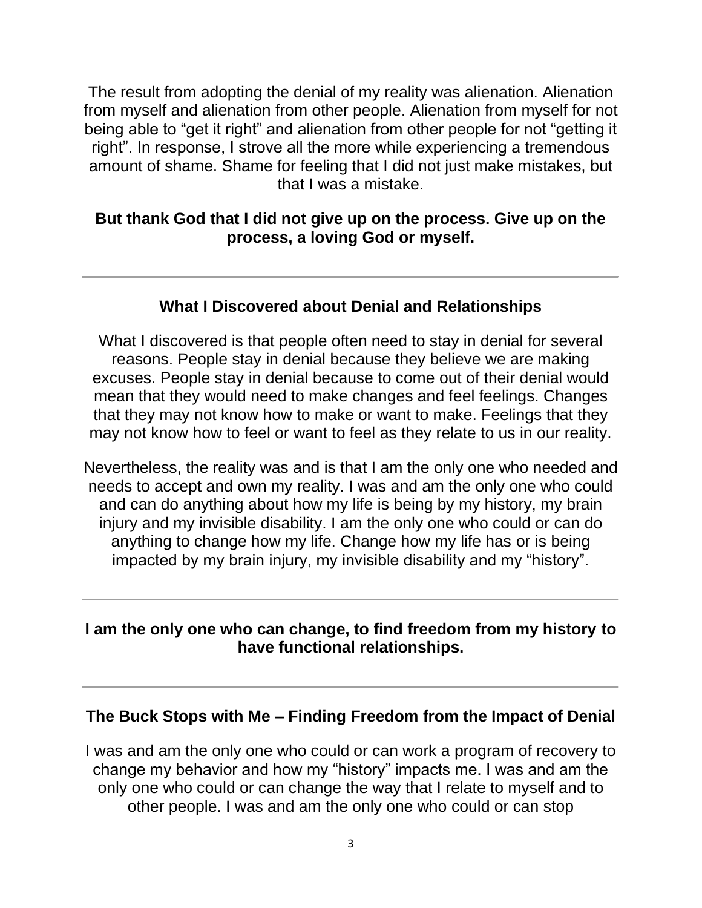The result from adopting the denial of my reality was alienation. Alienation from myself and alienation from other people. Alienation from myself for not being able to "get it right" and alienation from other people for not "getting it right". In response, I strove all the more while experiencing a tremendous amount of shame. Shame for feeling that I did not just make mistakes, but that I was a mistake.

**But thank God that I did not give up on the process. Give up on the process, a loving God or myself.**

---

### What I Discovered about Denial and Relationships

What I discovered is that people often need to stay in denial for several reasons. People stay in denial because they believe we are making excuses. People stay in denial because to come out of their denial would mean that they would need to make changes and feel feelings. Changes that they may not know how to make or want to make. Feelings that they may not know how to feel or want to feel as they relate to us in our reality.

Nevertheless, the reality was and is that I am the only one who needed and needs to accept and own my reality. I was and am the only one who could and can do anything about how my life is being by my history, my brain injury and my invisible disability. I am the only one who could or can do anything to change how my life. Change how my life has or is being impacted by my brain injury, my invisible disability and my "history".

---

**I am the only one who can change, to find freedom from my history to have functional relationships.**

---

### The Buck Stops with Me – Finding Freedom from the Impact of Denial

I was and am the only one who could or can work a program of recovery to change my behavior and how my "history" impacts me. I was and am the only one who could or can change the way that I relate to myself and to other people. I was and am the only one who could or can stop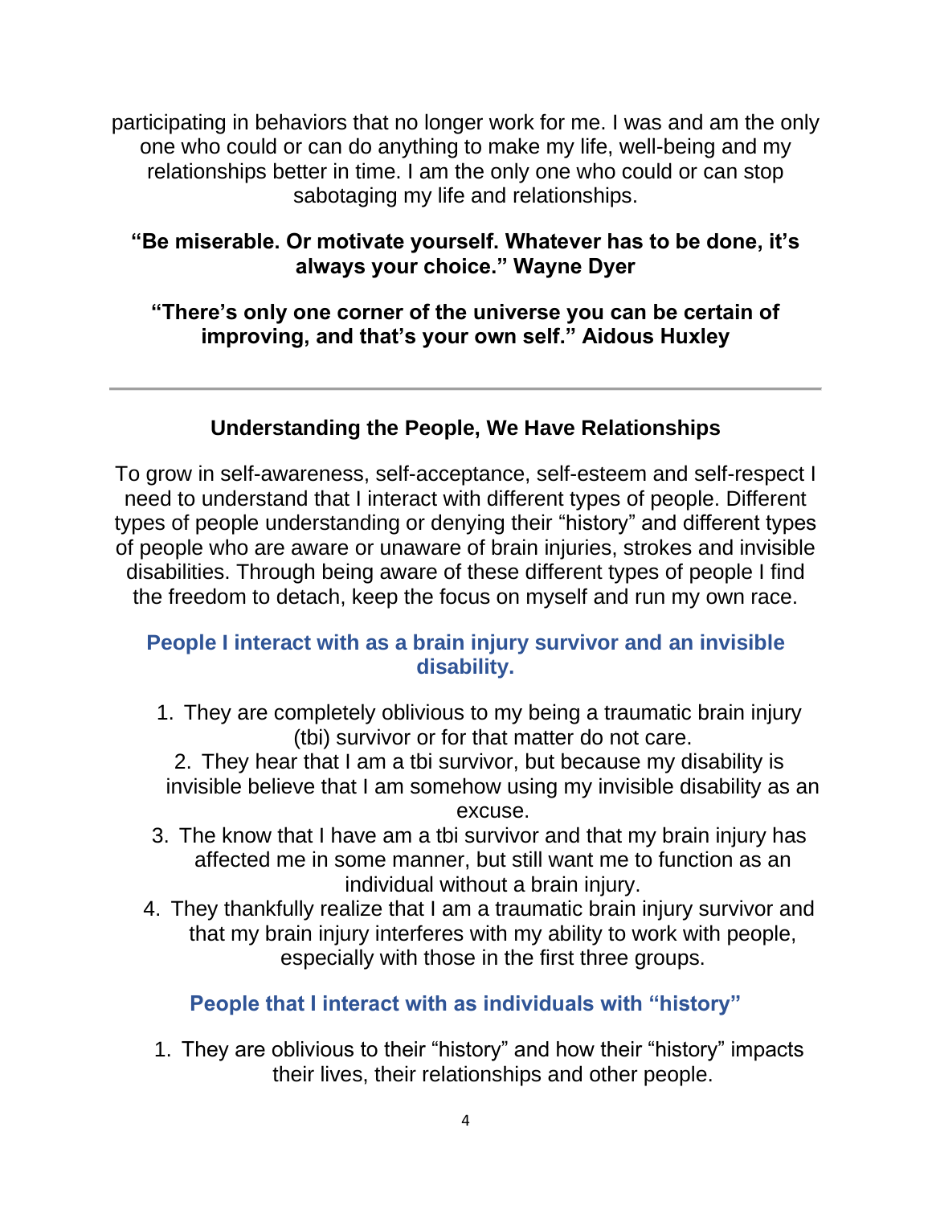participating in behaviors that no longer work for me. I was and am the only one who could or can do anything to make my life, well-being and my relationships better in time. I am the only one who could or can stop sabotaging my life and relationships.

**"Be miserable. Or motivate yourself. Whatever has to be done, it's always your choice." Wayne Dyer**

**"There's only one corner of the universe you can be certain of improving, and that's your own self." Aidous Huxley**

---

## Understanding the People, We Have Relationships

To grow in self-awareness, self-acceptance, self-esteem and self-respect I need to understand that I interact with different types of people. Different types of people understanding or denying their "history" and different types of people who are aware or unaware of brain injuries, strokes and invisible disabilities. Through being aware of these different types of people I find the freedom to detach, keep the focus on myself and run my own race.

### People I interact with as a brain injury survivor and an invisible disability.

1. They are completely oblivious to my being a traumatic brain injury (tbi) survivor or for that matter do not care.
2. They hear that I am a tbi survivor, but because my disability is invisible believe that I am somehow using my invisible disability as an excuse.
3. The know that I have am a tbi survivor and that my brain injury has affected me in some manner, but still want me to function as an individual without a brain injury.
4. They thankfully realize that I am a traumatic brain injury survivor and that my brain injury interferes with my ability to work with people, especially with those in the first three groups.

### People that I interact with as individuals with "history"

1. They are oblivious to their "history" and how their "history" impacts their lives, their relationships and other people.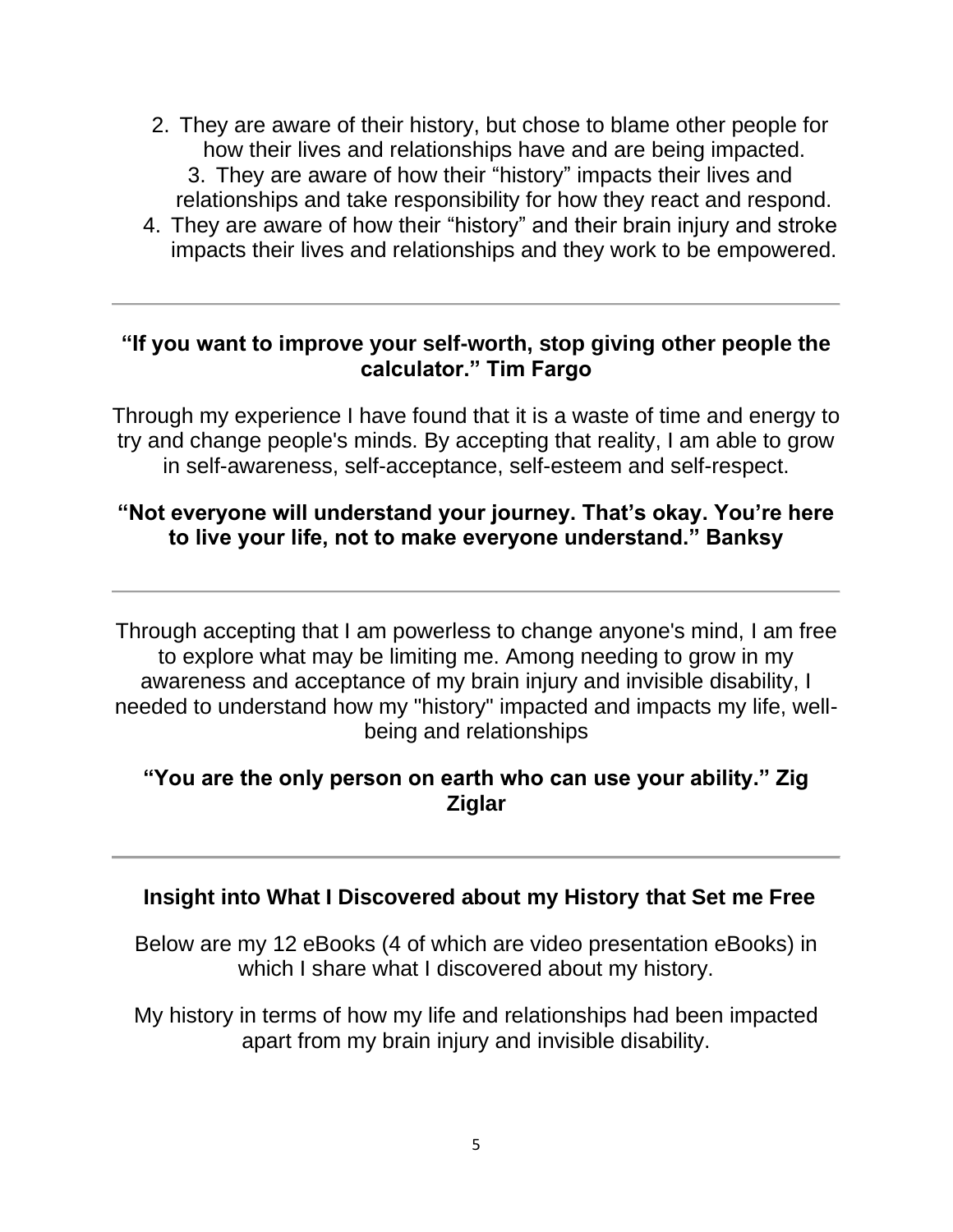2. They are aware of their history, but chose to blame other people for how their lives and relationships have and are being impacted.
3. They are aware of how their "history" impacts their lives and relationships and take responsibility for how they react and respond.
4. They are aware of how their "history" and their brain injury and stroke impacts their lives and relationships and they work to be empowered.

---

**"If you want to improve your self-worth, stop giving other people the calculator." Tim Fargo**

Through my experience I have found that it is a waste of time and energy to try and change people's minds. By accepting that reality, I am able to grow in self-awareness, self-acceptance, self-esteem and self-respect.

**"Not everyone will understand your journey. That's okay. You're here to live your life, not to make everyone understand." Banksy**

---

Through accepting that I am powerless to change anyone's mind, I am free to explore what may be limiting me. Among needing to grow in my awareness and acceptance of my brain injury and invisible disability, I needed to understand how my "history" impacted and impacts my life, well-being and relationships

**"You are the only person on earth who can use your ability." Zig Ziglar**

---

### Insight into What I Discovered about my History that Set me Free

Below are my 12 eBooks (4 of which are video presentation eBooks) in which I share what I discovered about my history.

My history in terms of how my life and relationships had been impacted apart from my brain injury and invisible disability.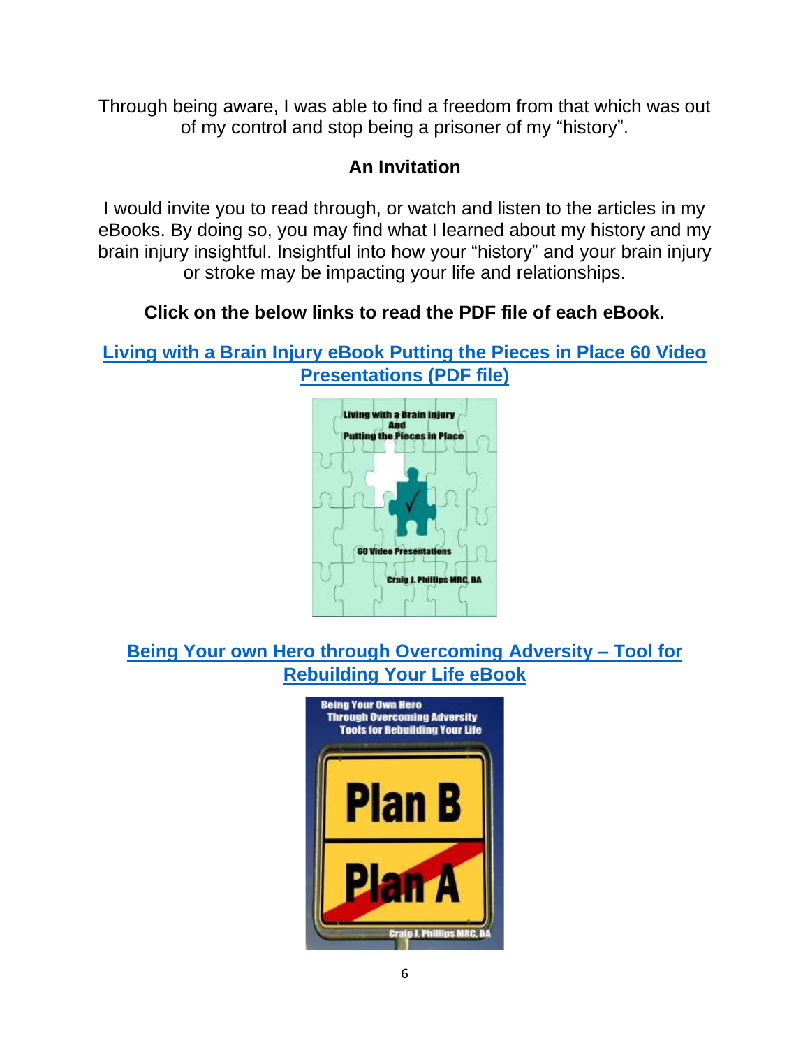Through being aware, I was able to find a freedom from that which was out of my control and stop being a prisoner of my “history”.

## An Invitation

I would invite you to read through, or watch and listen to the articles in my eBooks. By doing so, you may find what I learned about my history and my brain injury insightful. Insightful into how your “history” and your brain injury or stroke may be impacting your life and relationships.

**Click on the below links to read the PDF file of each eBook.**

**Living with a Brain Injury eBook Putting the Pieces in Place 60 Video Presentations (PDF file)**

**Being Your own Hero through Overcoming Adversity – Tool for Rebuilding Your Life eBook**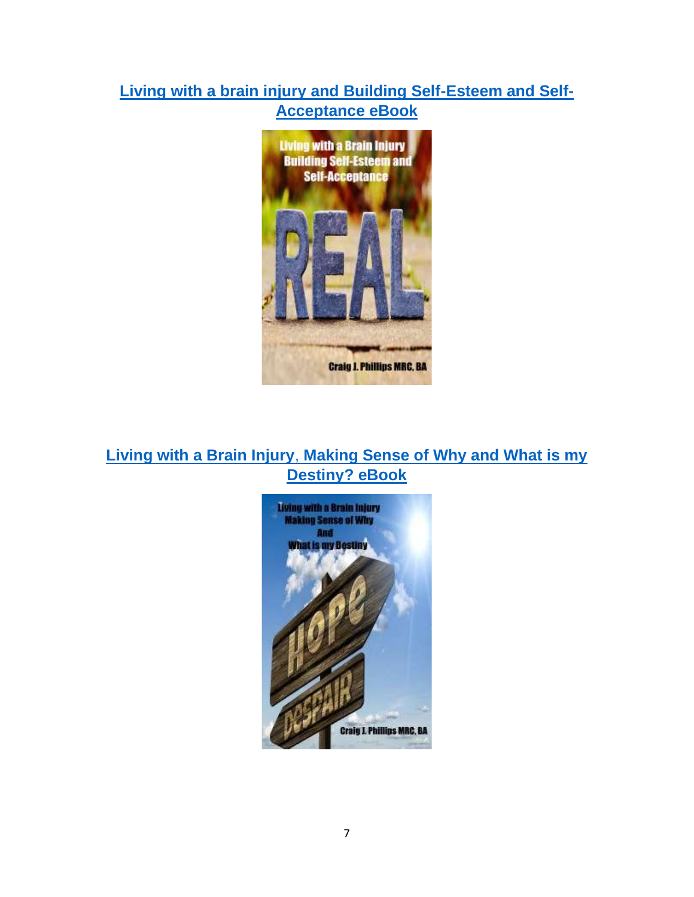**[Living with a brain injury and Building Self-Esteem and Self-Acceptance eBook]()**

**[Living with a Brain Injury, Making Sense of Why and What is my Destiny? eBook]()**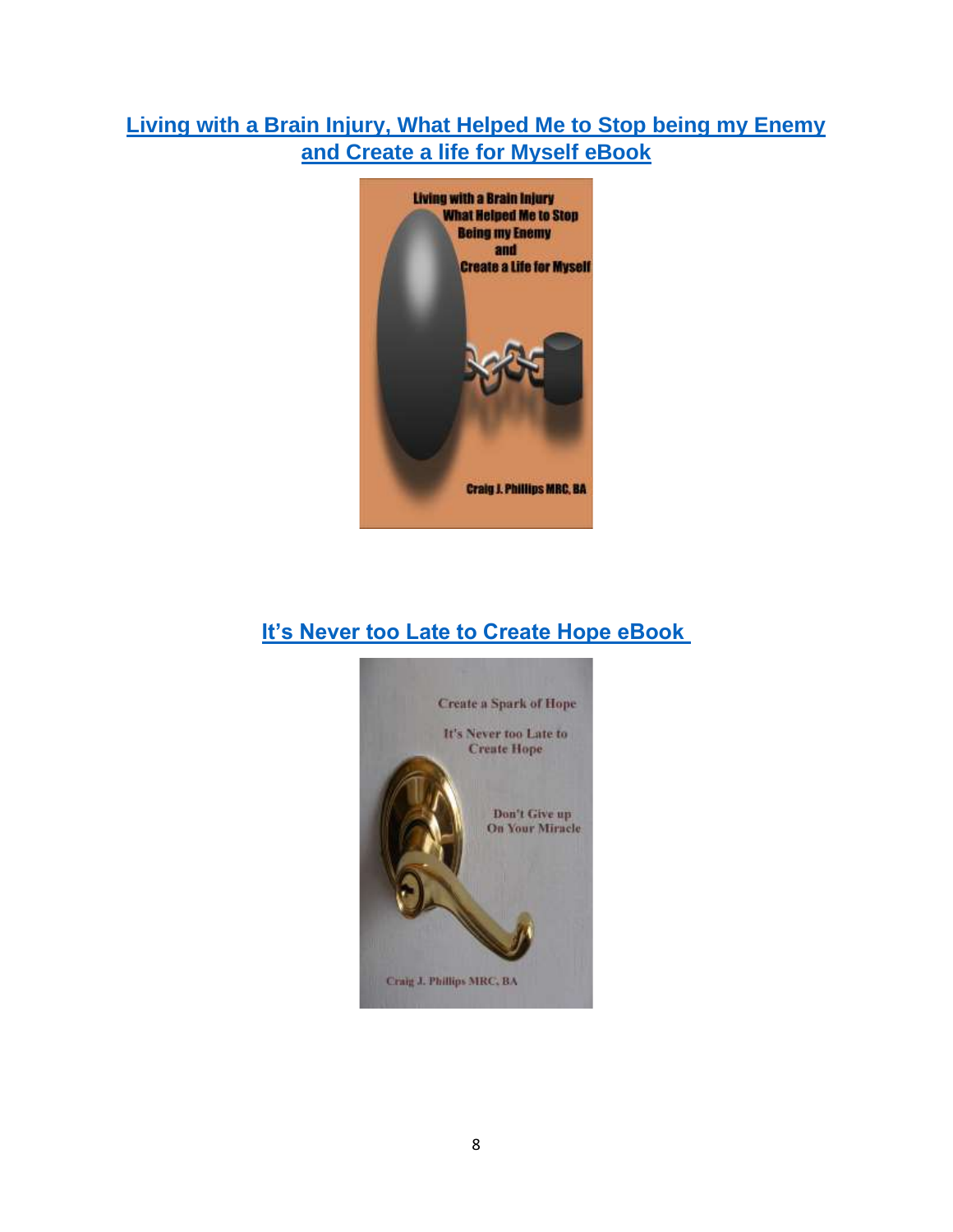**[Living with a Brain Injury, What Helped Me to Stop being my Enemy and Create a life for Myself eBook]**

**[It's Never too Late to Create Hope eBook]**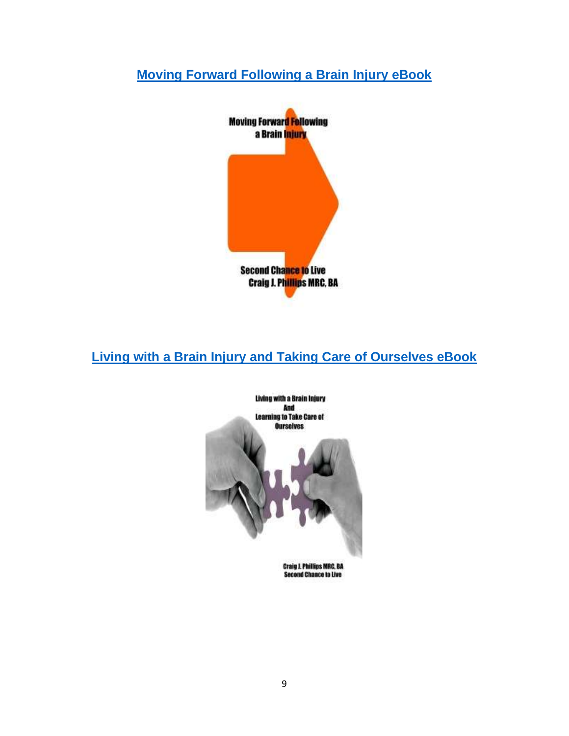[Moving Forward Following a Brain Injury eBook]

Moving Forward Following a Brain Injury

Second Chance to Live
Craig J. Phillips MRC, BA

[Living with a Brain Injury and Taking Care of Ourselves eBook]

Living with a Brain Injury
And
Learning to Take Care of
Ourselves

Craig J. Phillips MRC, BA
Second Chance to Live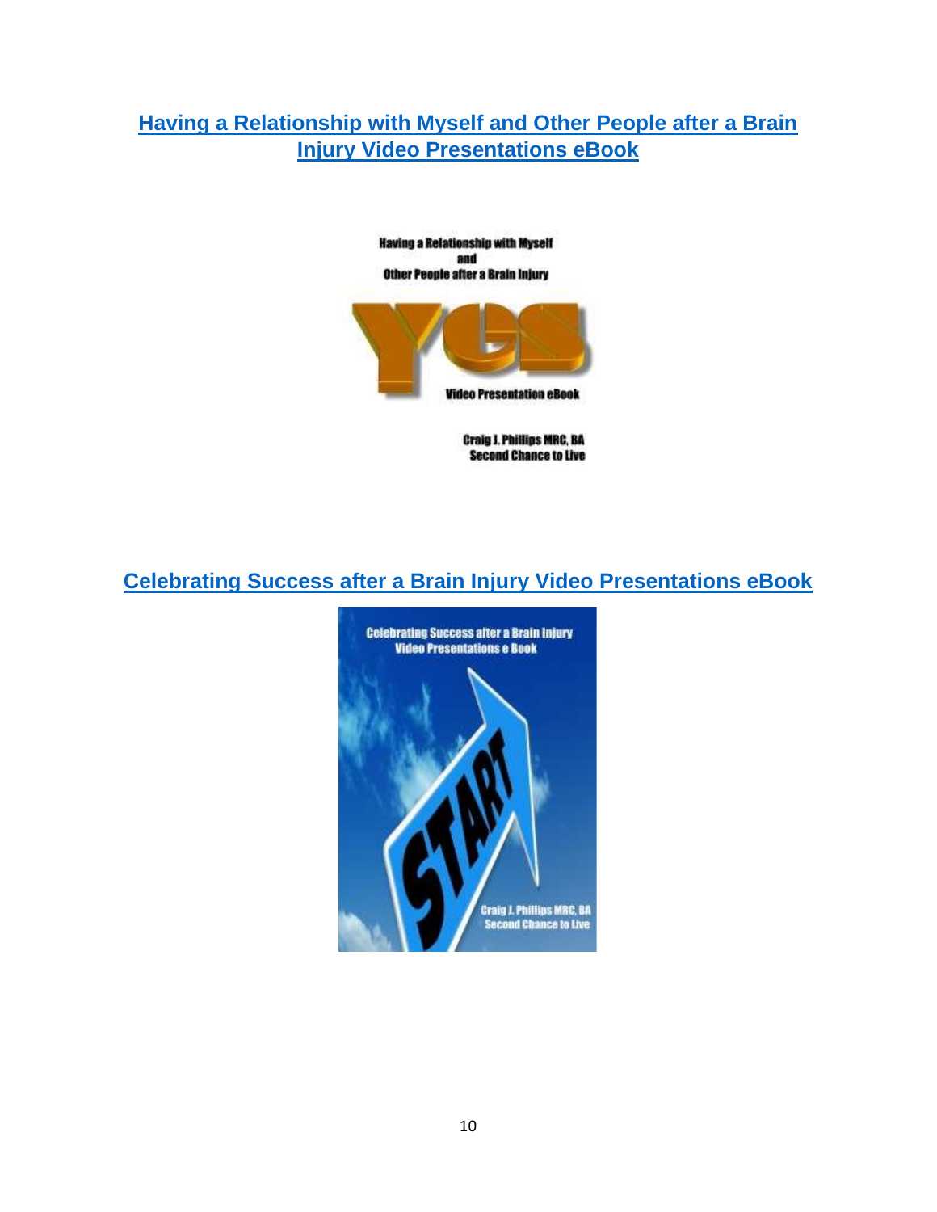[Having a Relationship with Myself and Other People after a Brain Injury Video Presentations eBook]

Having a Relationship with Myself
and
Other People after a Brain Injury

Video Presentation eBook

Craig J. Phillips MRC, BA
Second Chance to Live

[Celebrating Success after a Brain Injury Video Presentations eBook]

Celebrating Success after a Brain Injury
Video Presentations e Book

Craig J. Phillips MRC, BA
Second Chance to Live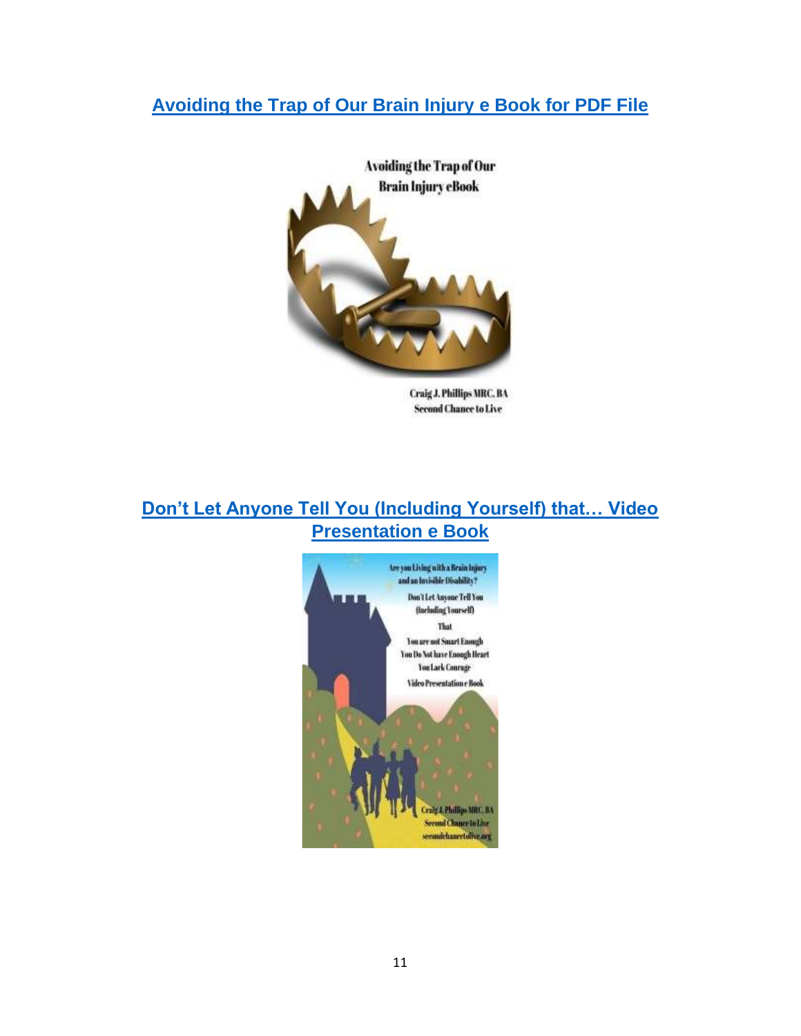[Avoiding the Trap of Our Brain Injury e Book for PDF File]

[Don't Let Anyone Tell You (Including Yourself) that… Video Presentation e Book]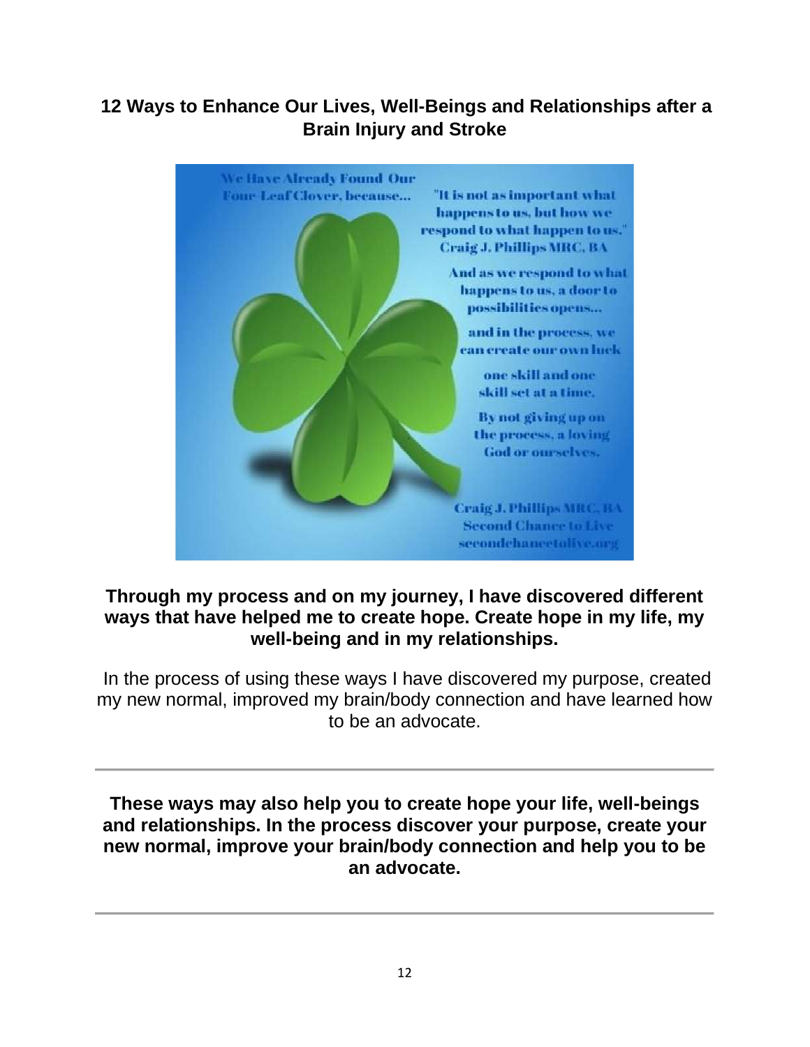## 12 Ways to Enhance Our Lives, Well-Beings and Relationships after a Brain Injury and Stroke

We Have Already Found Our Four-Leaf Clover, because...

"It is not as important what happens to us, but how we respond to what happen to us." Craig J. Phillips MRC, BA

And as we respond to what happens to us, a door to possibilities opens...

and in the process, we can create our own luck

one skill and one skill set at a time.

By not giving up on the process, a loving God or ourselves.

Craig J. Phillips MRC, BA
Second Chance to Live
secondchancetolive.org

**Through my process and on my journey, I have discovered different ways that have helped me to create hope. Create hope in my life, my well-being and in my relationships.**

In the process of using these ways I have discovered my purpose, created my new normal, improved my brain/body connection and have learned how to be an advocate.

---

**These ways may also help you to create hope your life, well-beings and relationships. In the process discover your purpose, create your new normal, improve your brain/body connection and help you to be an advocate.**

---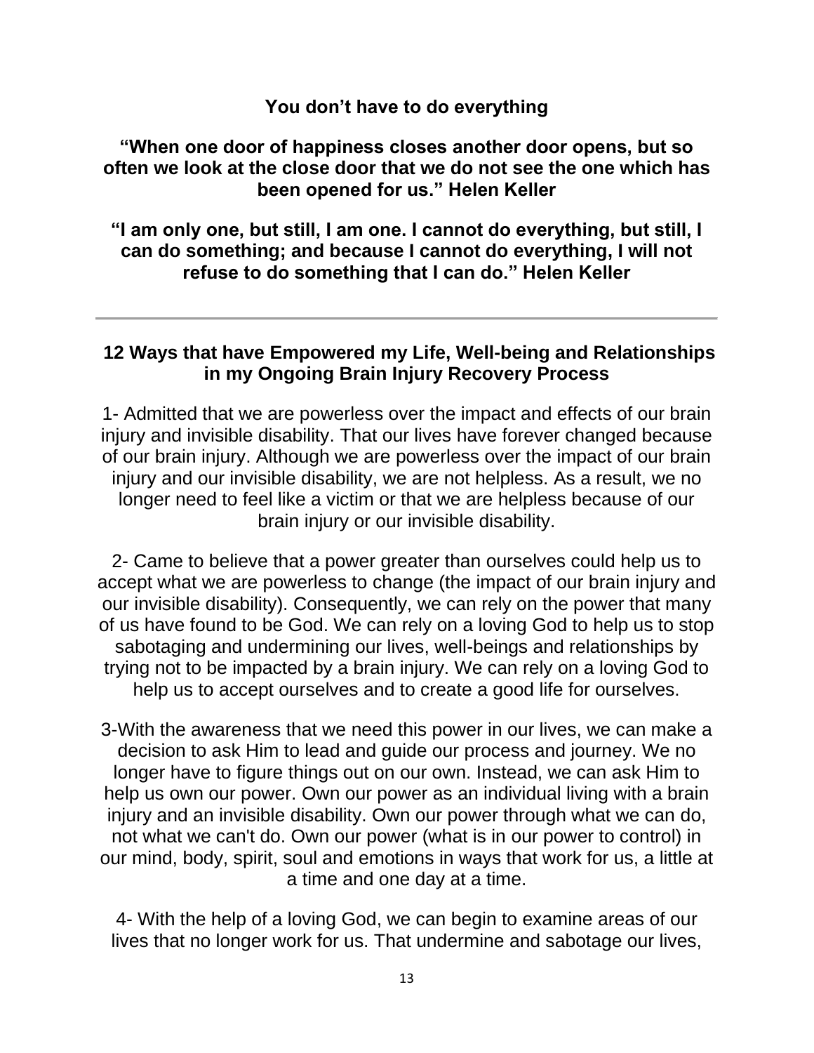**You don’t have to do everything**

**“When one door of happiness closes another door opens, but so often we look at the close door that we do not see the one which has been opened for us.” Helen Keller**

**“I am only one, but still, I am one. I cannot do everything, but still, I can do something; and because I cannot do everything, I will not refuse to do something that I can do.” Helen Keller**

---

## 12 Ways that have Empowered my Life, Well-being and Relationships in my Ongoing Brain Injury Recovery Process

1- Admitted that we are powerless over the impact and effects of our brain injury and invisible disability. That our lives have forever changed because of our brain injury. Although we are powerless over the impact of our brain injury and our invisible disability, we are not helpless. As a result, we no longer need to feel like a victim or that we are helpless because of our brain injury or our invisible disability.

2- Came to believe that a power greater than ourselves could help us to accept what we are powerless to change (the impact of our brain injury and our invisible disability). Consequently, we can rely on the power that many of us have found to be God. We can rely on a loving God to help us to stop sabotaging and undermining our lives, well-beings and relationships by trying not to be impacted by a brain injury. We can rely on a loving God to help us to accept ourselves and to create a good life for ourselves.

3-With the awareness that we need this power in our lives, we can make a decision to ask Him to lead and guide our process and journey. We no longer have to figure things out on our own. Instead, we can ask Him to help us own our power. Own our power as an individual living with a brain injury and an invisible disability. Own our power through what we can do, not what we can't do. Own our power (what is in our power to control) in our mind, body, spirit, soul and emotions in ways that work for us, a little at a time and one day at a time.

4- With the help of a loving God, we can begin to examine areas of our lives that no longer work for us. That undermine and sabotage our lives,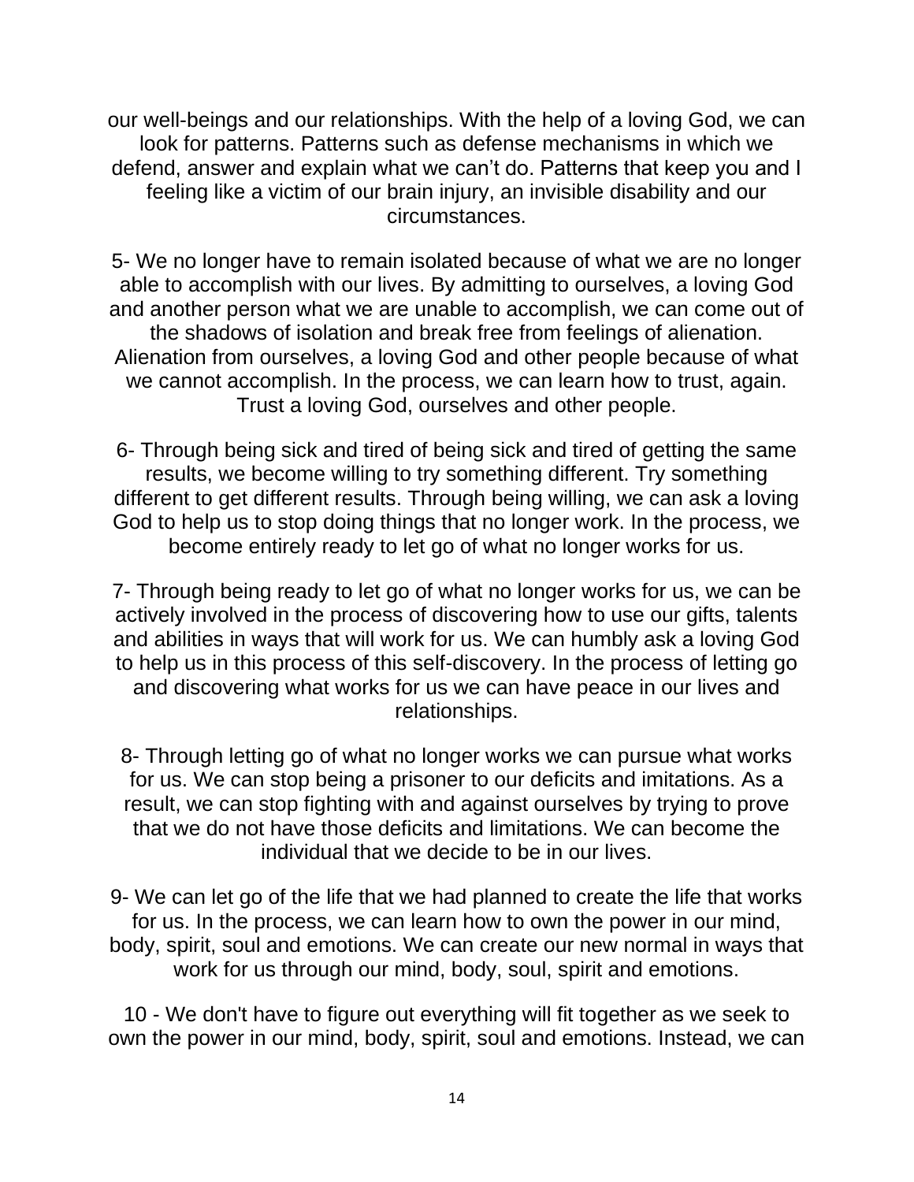our well-beings and our relationships. With the help of a loving God, we can look for patterns. Patterns such as defense mechanisms in which we defend, answer and explain what we can't do. Patterns that keep you and I feeling like a victim of our brain injury, an invisible disability and our circumstances.

5- We no longer have to remain isolated because of what we are no longer able to accomplish with our lives. By admitting to ourselves, a loving God and another person what we are unable to accomplish, we can come out of the shadows of isolation and break free from feelings of alienation. Alienation from ourselves, a loving God and other people because of what we cannot accomplish. In the process, we can learn how to trust, again. Trust a loving God, ourselves and other people.

6- Through being sick and tired of being sick and tired of getting the same results, we become willing to try something different. Try something different to get different results. Through being willing, we can ask a loving God to help us to stop doing things that no longer work. In the process, we become entirely ready to let go of what no longer works for us.

7- Through being ready to let go of what no longer works for us, we can be actively involved in the process of discovering how to use our gifts, talents and abilities in ways that will work for us. We can humbly ask a loving God to help us in this process of this self-discovery. In the process of letting go and discovering what works for us we can have peace in our lives and relationships.

8- Through letting go of what no longer works we can pursue what works for us. We can stop being a prisoner to our deficits and imitations. As a result, we can stop fighting with and against ourselves by trying to prove that we do not have those deficits and limitations. We can become the individual that we decide to be in our lives.

9- We can let go of the life that we had planned to create the life that works for us. In the process, we can learn how to own the power in our mind, body, spirit, soul and emotions. We can create our new normal in ways that work for us through our mind, body, soul, spirit and emotions.

10 - We don't have to figure out everything will fit together as we seek to own the power in our mind, body, spirit, soul and emotions. Instead, we can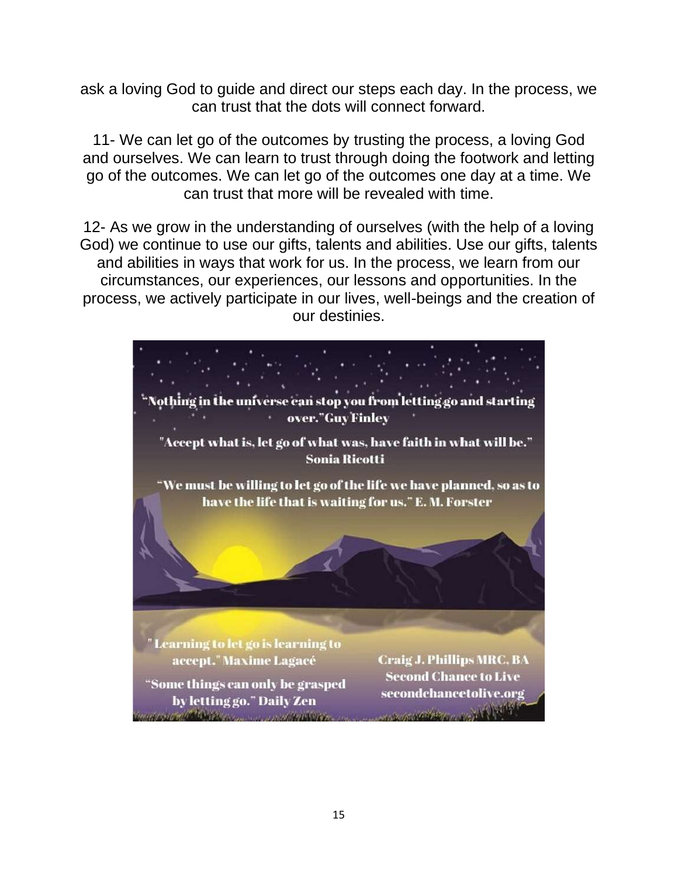ask a loving God to guide and direct our steps each day. In the process, we can trust that the dots will connect forward.

11- We can let go of the outcomes by trusting the process, a loving God and ourselves. We can learn to trust through doing the footwork and letting go of the outcomes. We can let go of the outcomes one day at a time. We can trust that more will be revealed with time.

12- As we grow in the understanding of ourselves (with the help of a loving God) we continue to use our gifts, talents and abilities. Use our gifts, talents and abilities in ways that work for us. In the process, we learn from our circumstances, our experiences, our lessons and opportunities. In the process, we actively participate in our lives, well-beings and the creation of our destinies.

"Nothing in the universe can stop you from letting go and starting over."Guy Finley

"Accept what is, let go of what was, have faith in what will be." Sonia Ricotti

"We must be willing to let go of the life we have planned, so as to have the life that is waiting for us." E. M. Forster

" Learning to let go is learning to accept." Maxime Lagacé

"Some things can only be grasped by letting go." Daily Zen

Craig J. Phillips MRC, BA
Second Chance to Live
secondchancetolive.org